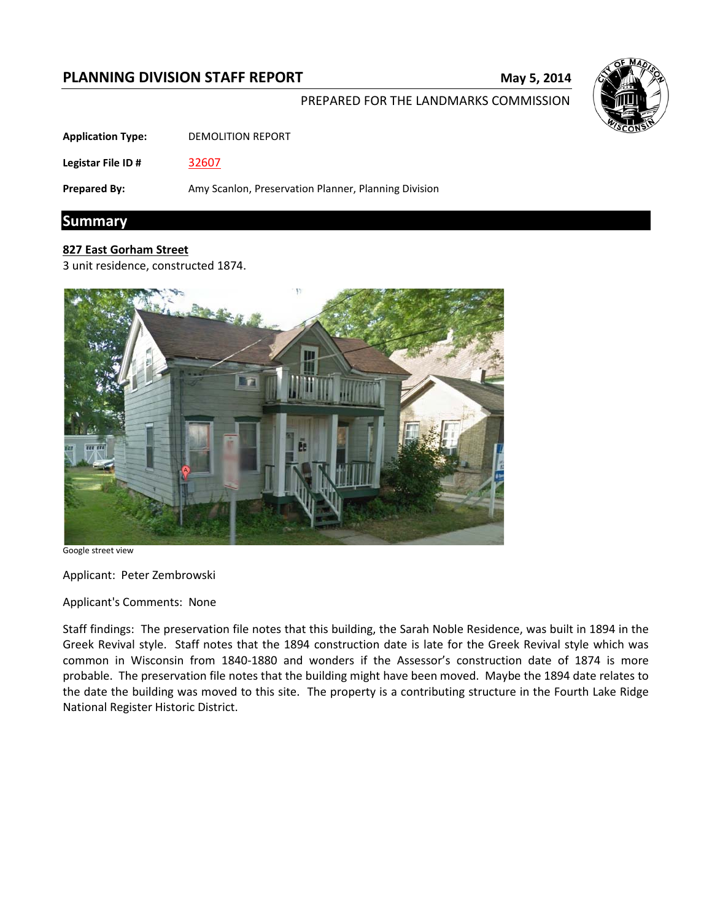# PLANNING DIVISION STAFF REPORT

**May 5, 2014**

PREPARED FOR THE LANDMARKS COMMISSION

**Application Type:** DEMOLITION REPORT

**Legistar File ID #** 32607

**Prepared By:** Amy Scanlon, Preservation Planner, Planning Division

## Summary

**827 East Gorham Street**

3 unit residence, constructed 1874.

Google street view

Applicant: Peter Zembrowski

Applicant's Comments: None

Staff findings: The preservation file notes that this building, the Sarah Noble Residence, was built in 1894 in the Greek Revival style. Staff notes that the 1894 construction date is late for the Greek Revival style which was common in Wisconsin from 1840-1880 and wonders if the Assessor's construction date of 1874 is more probable. The preservation file notes that the building might have been moved. Maybe the 1894 date relates to the date the building was moved to this site. The property is a contributing structure in the Fourth Lake Ridge National Register Historic District.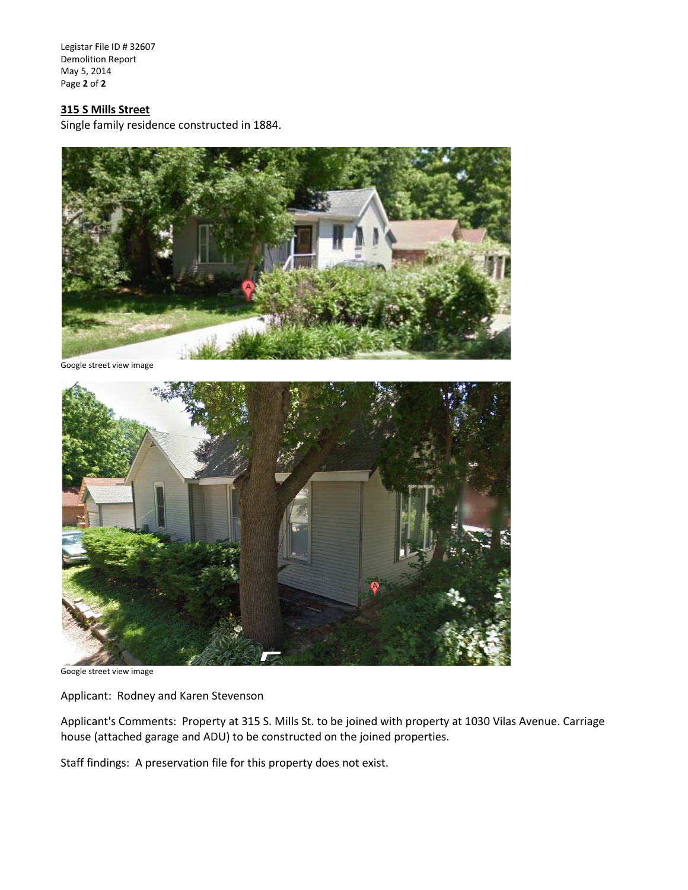## 315 S Mills Street

Single family residence constructed in 1884.

Google street view image

Google street view image

Applicant: Rodney and Karen Stevenson

Applicant's Comments: Property at 315 S. Mills St. to be joined with property at 1030 Vilas Avenue. Carriage house (attached garage and ADU) to be constructed on the joined properties.

Staff findings: A preservation file for this property does not exist.